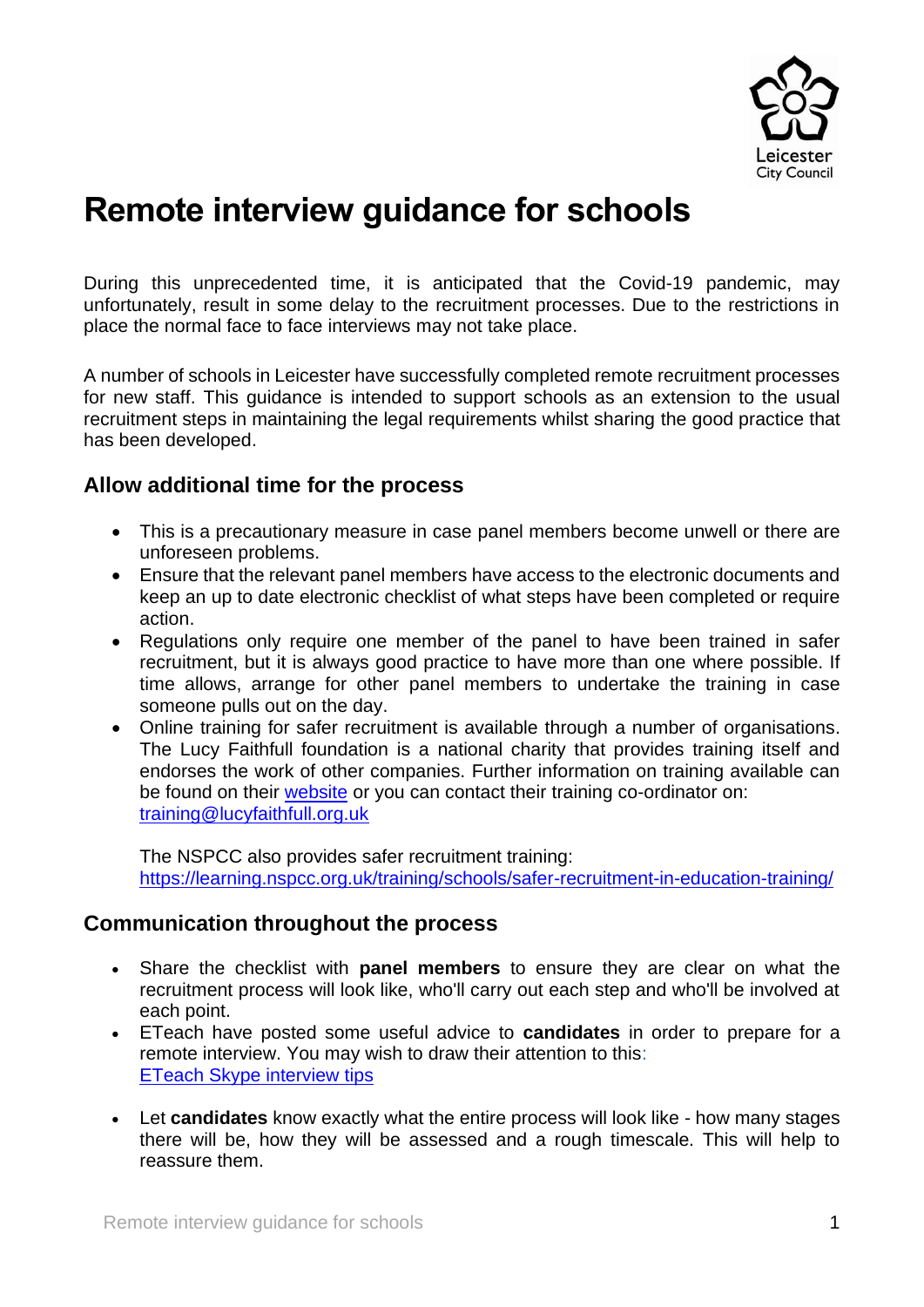# Remote interview guidance for schools

During this unprecedented time, it is anticipated that the Covid-19 pandemic, may unfortunately, result in some delay to the recruitment processes. Due to the restrictions in place the normal face to face interviews may not take place.

A number of schools in Leicester have successfully completed remote recruitment processes for new staff. This guidance is intended to support schools as an extension to the usual recruitment steps in maintaining the legal requirements whilst sharing the good practice that has been developed.

## Allow additional time for the process

- This is a precautionary measure in case panel members become unwell or there are unforeseen problems.
- Ensure that the relevant panel members have access to the electronic documents and keep an up to date electronic checklist of what steps have been completed or require action.
- Regulations only require one member of the panel to have been trained in safer recruitment, but it is always good practice to have more than one where possible. If time allows, arrange for other panel members to undertake the training in case someone pulls out on the day.
- Online training for safer recruitment is available through a number of organisations. The Lucy Faithfull foundation is a national charity that provides training itself and endorses the work of other companies. Further information on training available can be found on their website or you can contact their training co-ordinator on: training@lucyfaithfull.org.uk

  The NSPCC also provides safer recruitment training: https://learning.nspcc.org.uk/training/schools/safer-recruitment-in-education-training/

## Communication throughout the process

- Share the checklist with **panel members** to ensure they are clear on what the recruitment process will look like, who'll carry out each step and who'll be involved at each point.
- ETeach have posted some useful advice to **candidates** in order to prepare for a remote interview. You may wish to draw their attention to this: ETeach Skype interview tips
- Let **candidates** know exactly what the entire process will look like - how many stages there will be, how they will be assessed and a rough timescale. This will help to reassure them.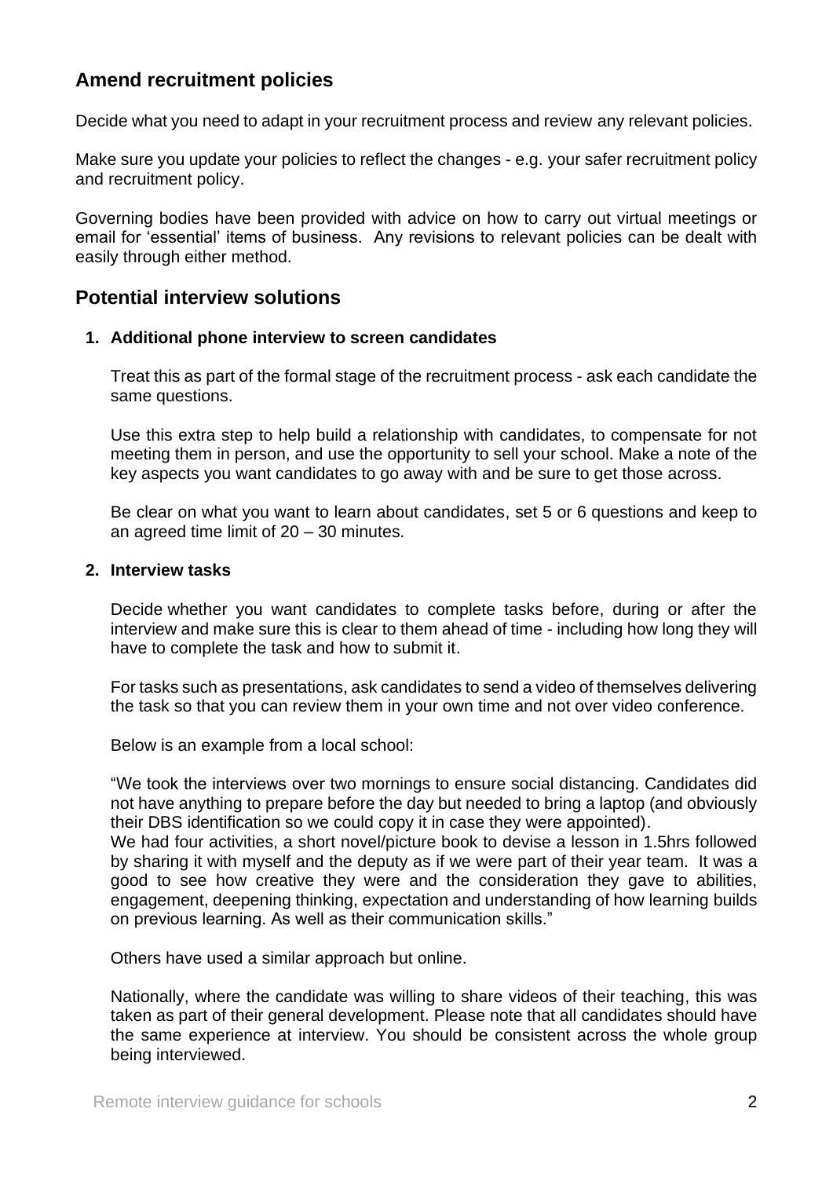## Amend recruitment policies

Decide what you need to adapt in your recruitment process and review any relevant policies.

Make sure you update your policies to reflect the changes - e.g. your safer recruitment policy and recruitment policy.

Governing bodies have been provided with advice on how to carry out virtual meetings or email for 'essential' items of business. Any revisions to relevant policies can be dealt with easily through either method.

## Potential interview solutions

1. **Additional phone interview to screen candidates**

   Treat this as part of the formal stage of the recruitment process - ask each candidate the same questions.

   Use this extra step to help build a relationship with candidates, to compensate for not meeting them in person, and use the opportunity to sell your school. Make a note of the key aspects you want candidates to go away with and be sure to get those across.

   Be clear on what you want to learn about candidates, set 5 or 6 questions and keep to an agreed time limit of 20 – 30 minutes.

2. **Interview tasks**

   Decide whether you want candidates to complete tasks before, during or after the interview and make sure this is clear to them ahead of time - including how long they will have to complete the task and how to submit it.

   For tasks such as presentations, ask candidates to send a video of themselves delivering the task so that you can review them in your own time and not over video conference.

   Below is an example from a local school:

   "We took the interviews over two mornings to ensure social distancing. Candidates did not have anything to prepare before the day but needed to bring a laptop (and obviously their DBS identification so we could copy it in case they were appointed).
   We had four activities, a short novel/picture book to devise a lesson in 1.5hrs followed by sharing it with myself and the deputy as if we were part of their year team. It was a good to see how creative they were and the consideration they gave to abilities, engagement, deepening thinking, expectation and understanding of how learning builds on previous learning. As well as their communication skills."

   Others have used a similar approach but online.

   Nationally, where the candidate was willing to share videos of their teaching, this was taken as part of their general development. Please note that all candidates should have the same experience at interview. You should be consistent across the whole group being interviewed.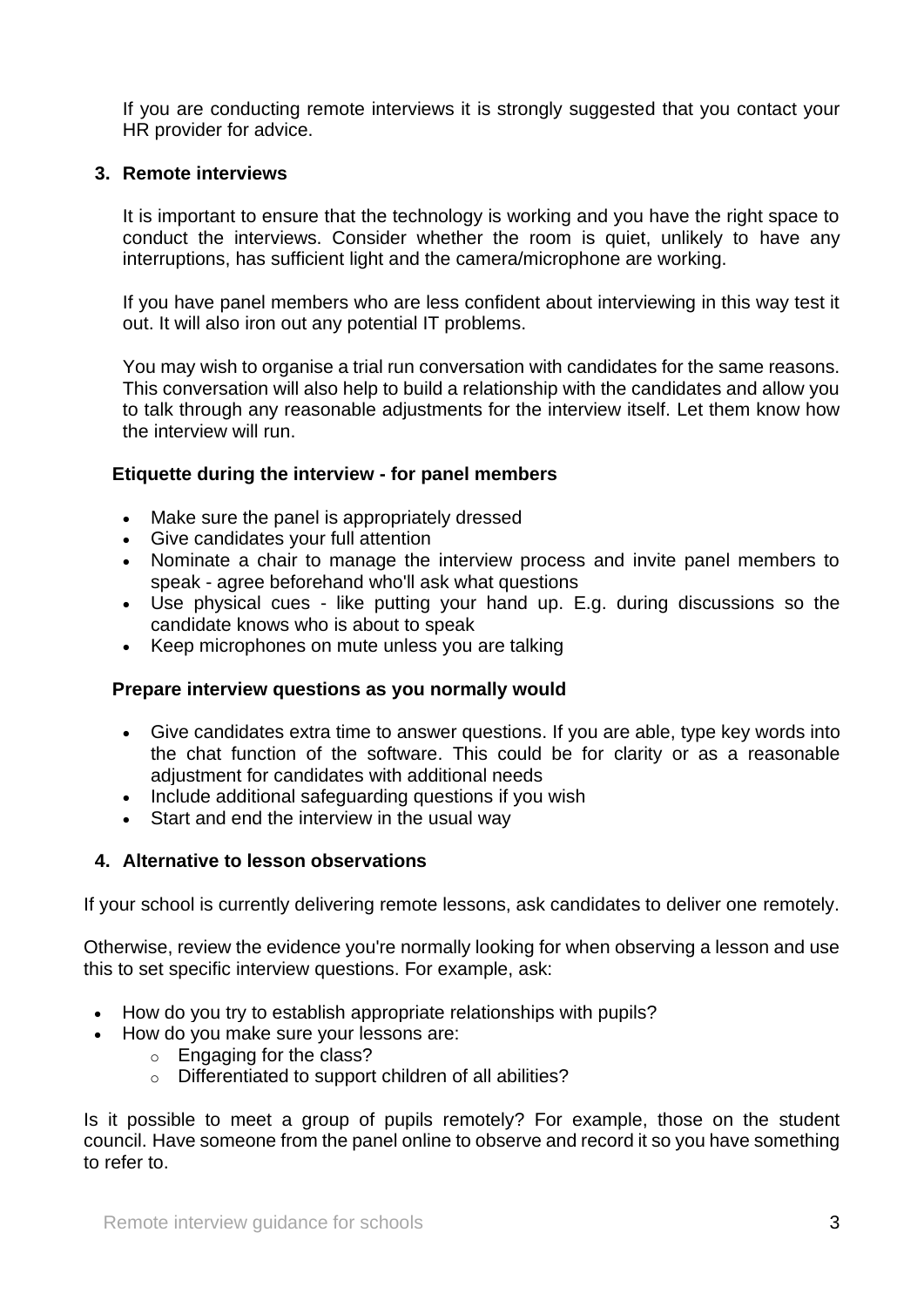If you are conducting remote interviews it is strongly suggested that you contact your HR provider for advice.

## 3. Remote interviews

It is important to ensure that the technology is working and you have the right space to conduct the interviews. Consider whether the room is quiet, unlikely to have any interruptions, has sufficient light and the camera/microphone are working.

If you have panel members who are less confident about interviewing in this way test it out. It will also iron out any potential IT problems.

You may wish to organise a trial run conversation with candidates for the same reasons. This conversation will also help to build a relationship with the candidates and allow you to talk through any reasonable adjustments for the interview itself. Let them know how the interview will run.

### Etiquette during the interview - for panel members

- Make sure the panel is appropriately dressed
- Give candidates your full attention
- Nominate a chair to manage the interview process and invite panel members to speak - agree beforehand who'll ask what questions
- Use physical cues - like putting your hand up. E.g. during discussions so the candidate knows who is about to speak
- Keep microphones on mute unless you are talking

### Prepare interview questions as you normally would

- Give candidates extra time to answer questions. If you are able, type key words into the chat function of the software. This could be for clarity or as a reasonable adjustment for candidates with additional needs
- Include additional safeguarding questions if you wish
- Start and end the interview in the usual way

## 4. Alternative to lesson observations

If your school is currently delivering remote lessons, ask candidates to deliver one remotely.

Otherwise, review the evidence you're normally looking for when observing a lesson and use this to set specific interview questions. For example, ask:

- How do you try to establish appropriate relationships with pupils?
- How do you make sure your lessons are:
  - Engaging for the class?
  - Differentiated to support children of all abilities?

Is it possible to meet a group of pupils remotely? For example, those on the student council. Have someone from the panel online to observe and record it so you have something to refer to.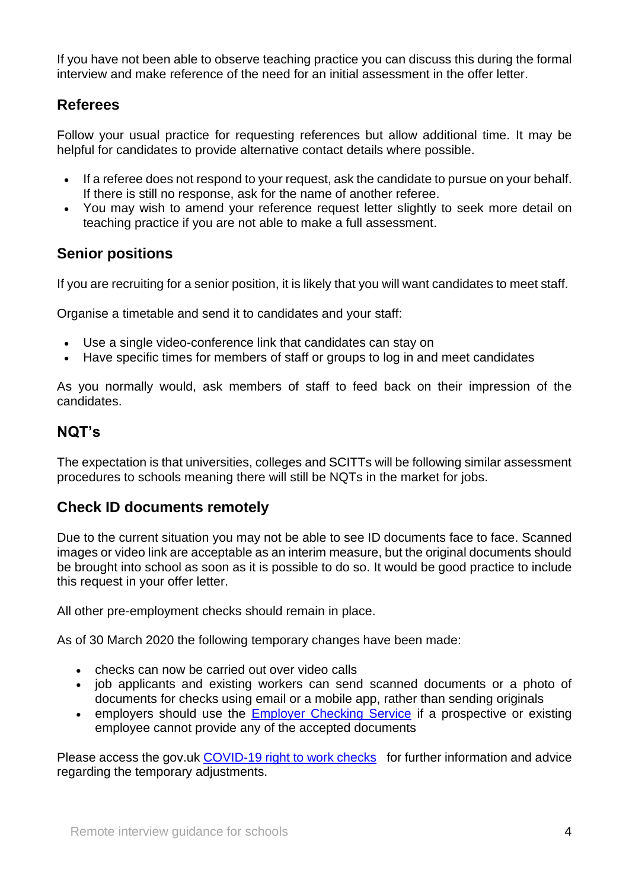If you have not been able to observe teaching practice you can discuss this during the formal interview and make reference of the need for an initial assessment in the offer letter.

## Referees

Follow your usual practice for requesting references but allow additional time. It may be helpful for candidates to provide alternative contact details where possible.

- If a referee does not respond to your request, ask the candidate to pursue on your behalf. If there is still no response, ask for the name of another referee.
- You may wish to amend your reference request letter slightly to seek more detail on teaching practice if you are not able to make a full assessment.

## Senior positions

If you are recruiting for a senior position, it is likely that you will want candidates to meet staff.

Organise a timetable and send it to candidates and your staff:

- Use a single video-conference link that candidates can stay on
- Have specific times for members of staff or groups to log in and meet candidates

As you normally would, ask members of staff to feed back on their impression of the candidates.

## NQT's

The expectation is that universities, colleges and SCITTs will be following similar assessment procedures to schools meaning there will still be NQTs in the market for jobs.

## Check ID documents remotely

Due to the current situation you may not be able to see ID documents face to face. Scanned images or video link are acceptable as an interim measure, but the original documents should be brought into school as soon as it is possible to do so. It would be good practice to include this request in your offer letter.

All other pre-employment checks should remain in place.

As of 30 March 2020 the following temporary changes have been made:

- checks can now be carried out over video calls
- job applicants and existing workers can send scanned documents or a photo of documents for checks using email or a mobile app, rather than sending originals
- employers should use the Employer Checking Service if a prospective or existing employee cannot provide any of the accepted documents

Please access the gov.uk COVID-19 right to work checks for further information and advice regarding the temporary adjustments.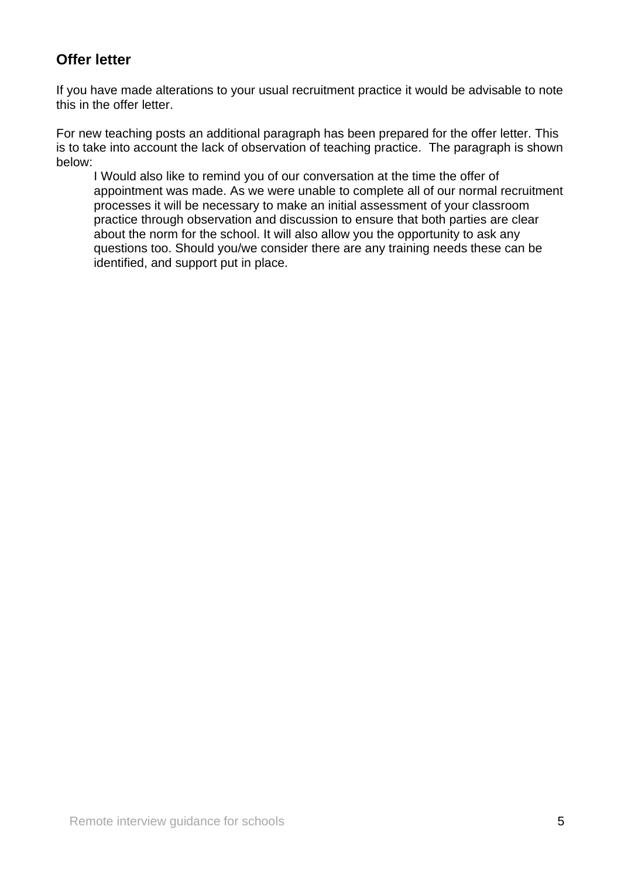## Offer letter

If you have made alterations to your usual recruitment practice it would be advisable to note this in the offer letter.

For new teaching posts an additional paragraph has been prepared for the offer letter. This is to take into account the lack of observation of teaching practice. The paragraph is shown below:

> I Would also like to remind you of our conversation at the time the offer of appointment was made. As we were unable to complete all of our normal recruitment processes it will be necessary to make an initial assessment of your classroom practice through observation and discussion to ensure that both parties are clear about the norm for the school. It will also allow you the opportunity to ask any questions too. Should you/we consider there are any training needs these can be identified, and support put in place.